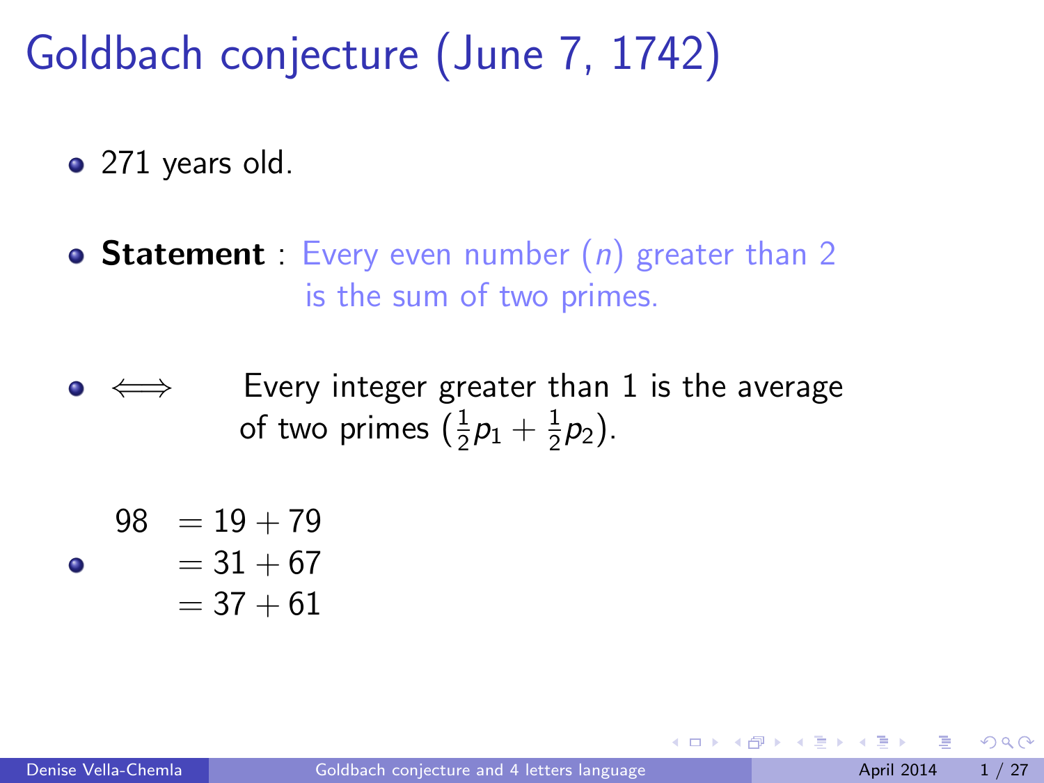# Goldbach conjecture (June 7, 1742)

- 271 years old.

- **Statement** : Every even number ($n$) greater than 2 is the sum of two primes.

- $\Longleftrightarrow$ Every integer greater than 1 is the average of two primes ($\frac{1}{2}p_1 + \frac{1}{2}p_2$).

- $$\begin{aligned} 98 &= 19 + 79 \\ &= 31 + 67 \\ &= 37 + 61 \end{aligned}$$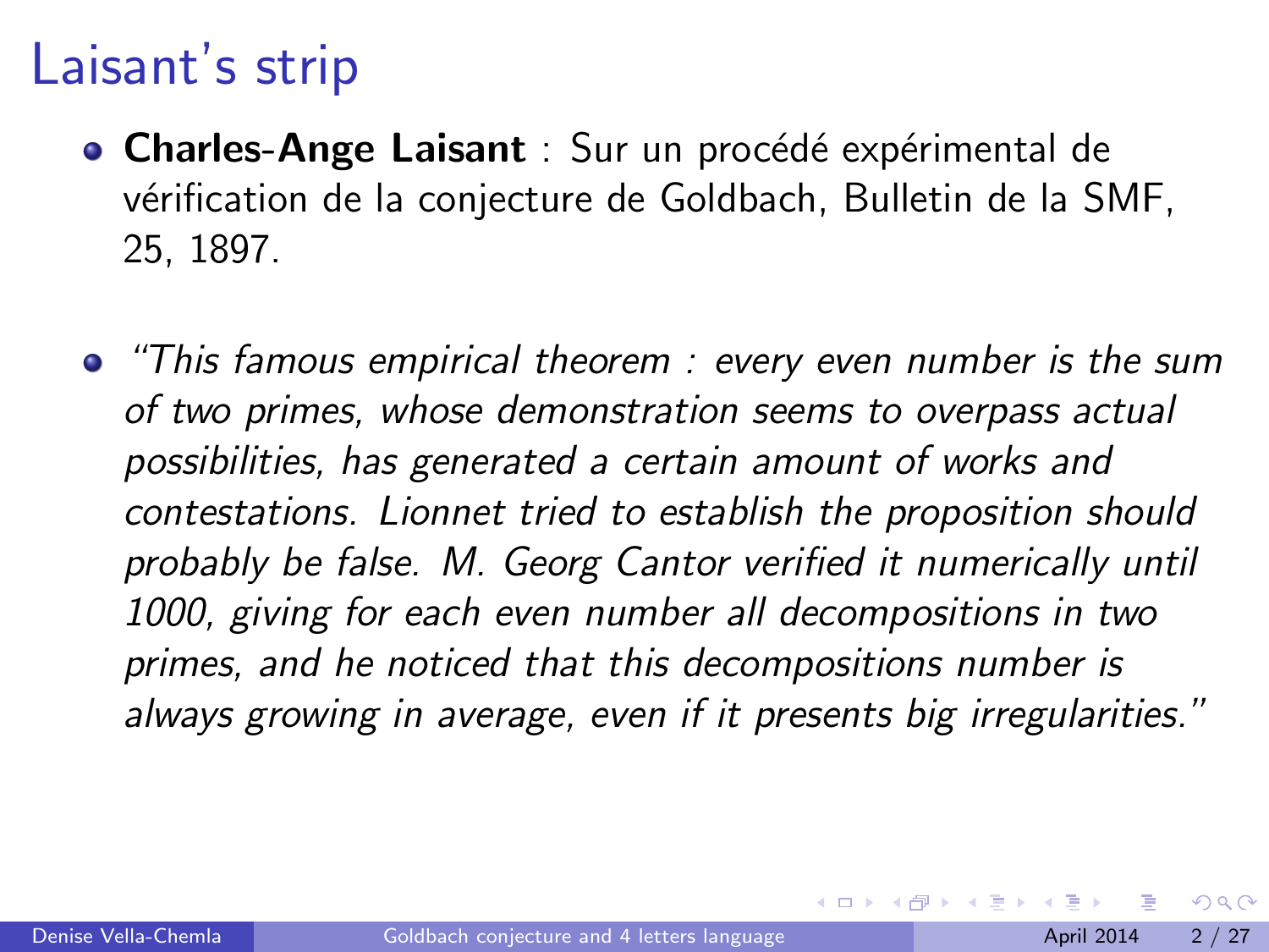# Laisant's strip

- **Charles-Ange Laisant** : Sur un procédé expérimental de vérification de la conjecture de Goldbach, Bulletin de la SMF, 25, 1897.

- *"This famous empirical theorem : every even number is the sum of two primes, whose demonstration seems to overpass actual possibilities, has generated a certain amount of works and contestations. Lionnet tried to establish the proposition should probably be false. M. Georg Cantor verified it numerically until 1000, giving for each even number all decompositions in two primes, and he noticed that this decompositions number is always growing in average, even if it presents big irregularities."*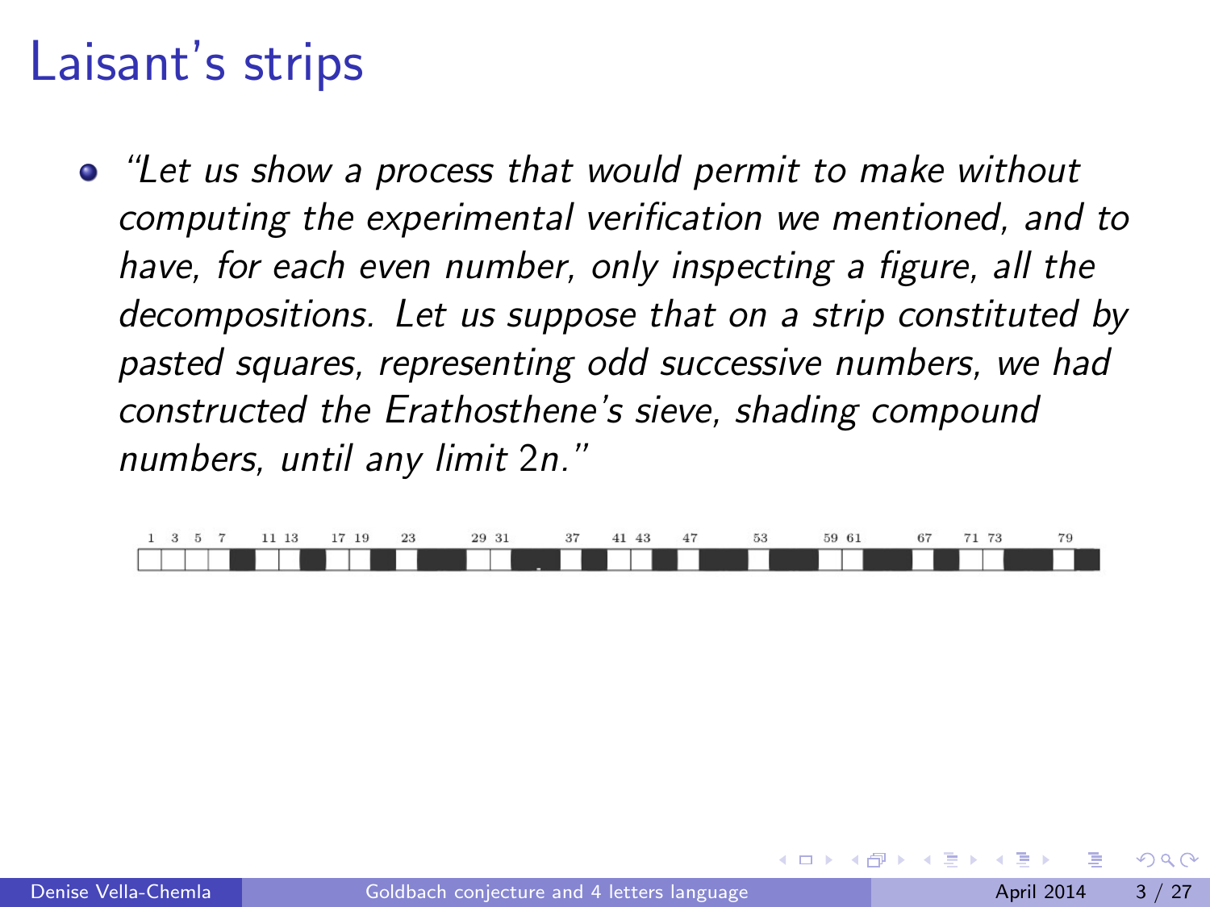# Laisant's strips

- *"Let us show a process that would permit to make without computing the experimental verification we mentioned, and to have, for each even number, only inspecting a figure, all the decompositions. Let us suppose that on a strip constituted by pasted squares, representing odd successive numbers, we had constructed the Erathosthene's sieve, shading compound numbers, until any limit 2n."*

1 3 5 7 11 13 17 19 23 29 31 37 41 43 47 53 59 61 67 71 73 79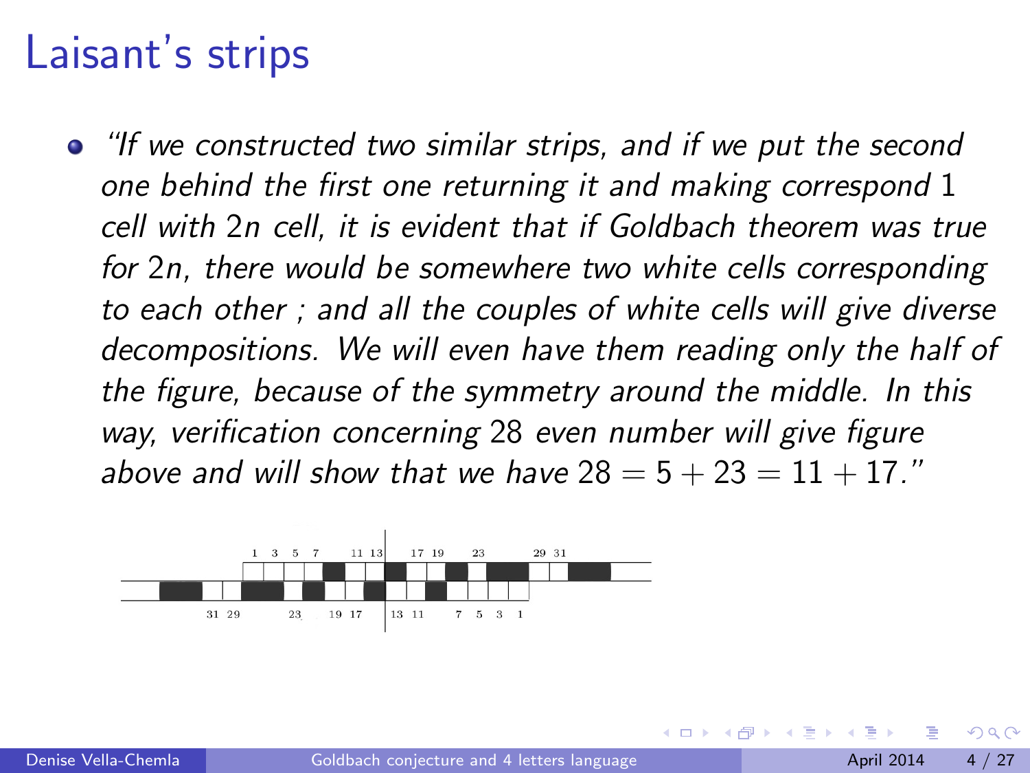# Laisant's strips

- *"If we constructed two similar strips, and if we put the second one behind the first one returning it and making correspond* 1 *cell with* $2n$ *cell, it is evident that if Goldbach theorem was true for* $2n$*, there would be somewhere two white cells corresponding to each other ; and all the couples of white cells will give diverse decompositions. We will even have them reading only the half of the figure, because of the symmetry around the middle. In this way, verification concerning* 28 *even number will give figure above and will show that we have* $28 = 5 + 23 = 11 + 17$*."*

1 3 5 7 11 13 17 19 23 29 31

31 29 23 19 17 13 11 7 5 3 1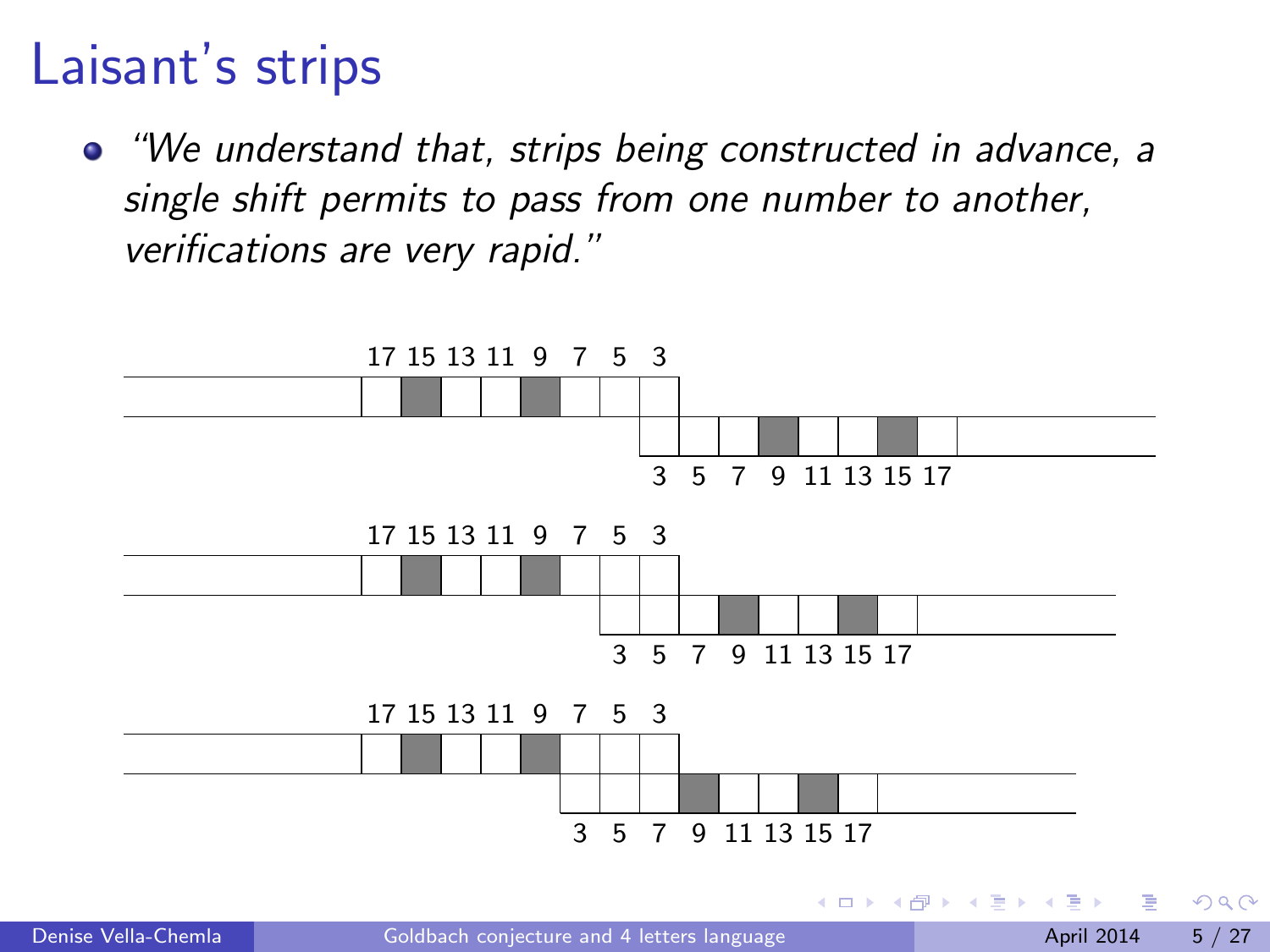# Laisant's strips

- *"We understand that, strips being constructed in advance, a single shift permits to pass from one number to another, verifications are very rapid."*

17 15 13 11 9 7 5 3

3 5 7 9 11 13 15 17

17 15 13 11 9 7 5 3

3 5 7 9 11 13 15 17

17 15 13 11 9 7 5 3

3 5 7 9 11 13 15 17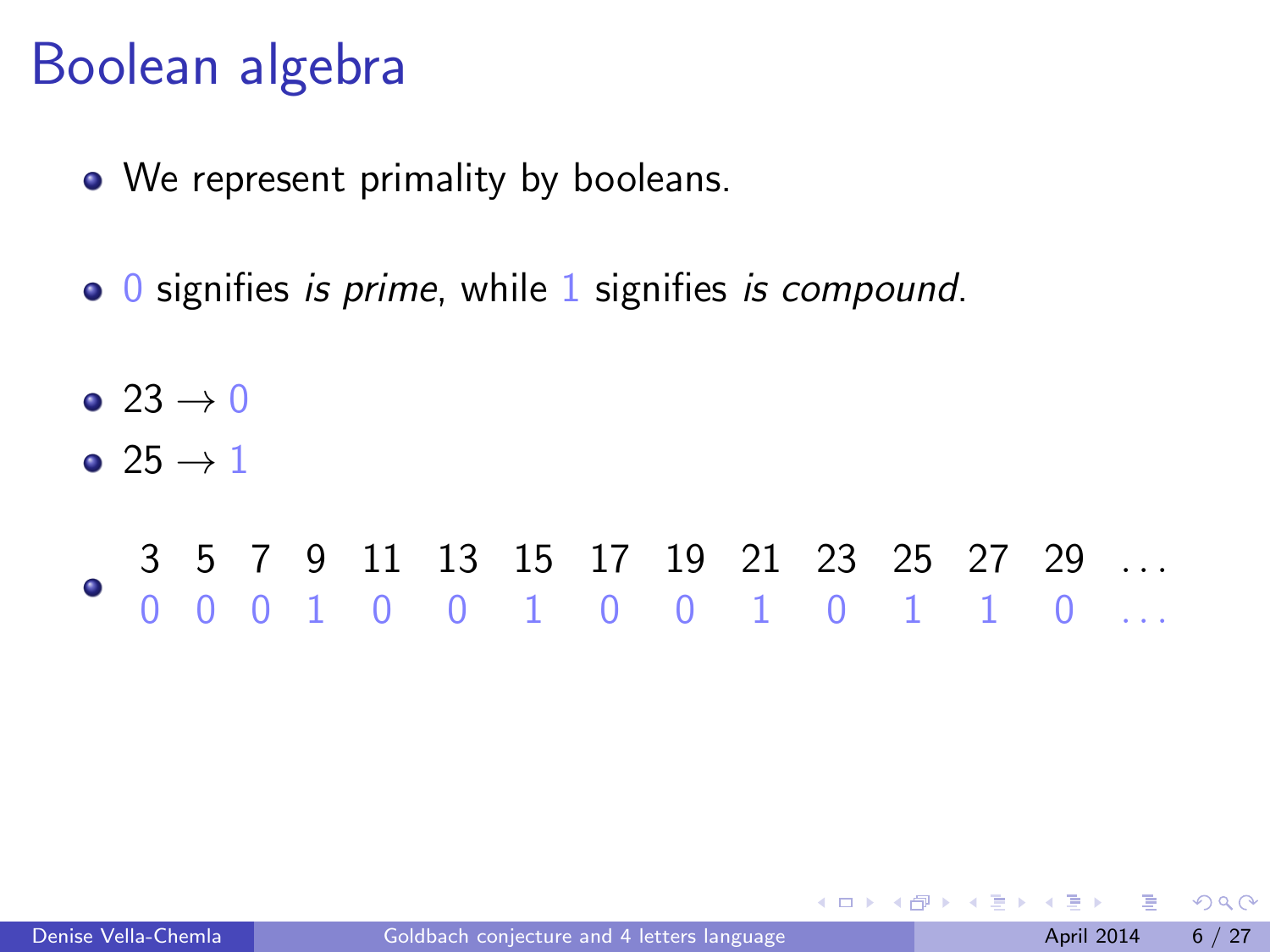# Boolean algebra

- We represent primality by booleans.
- 0 signifies *is prime*, while 1 signifies *is compound*.
- $23 \to 0$
- $25 \to 1$
- | 3 | 5 | 7 | 9 | 11 | 13 | 15 | 17 | 19 | 21 | 23 | 25 | 27 | 29 | ... |
  |---|---|---|---|---|---|---|---|---|---|---|---|---|---|---|
  | 0 | 0 | 0 | 1 | 0 | 0 | 1 | 0 | 0 | 1 | 0 | 1 | 1 | 0 | ... |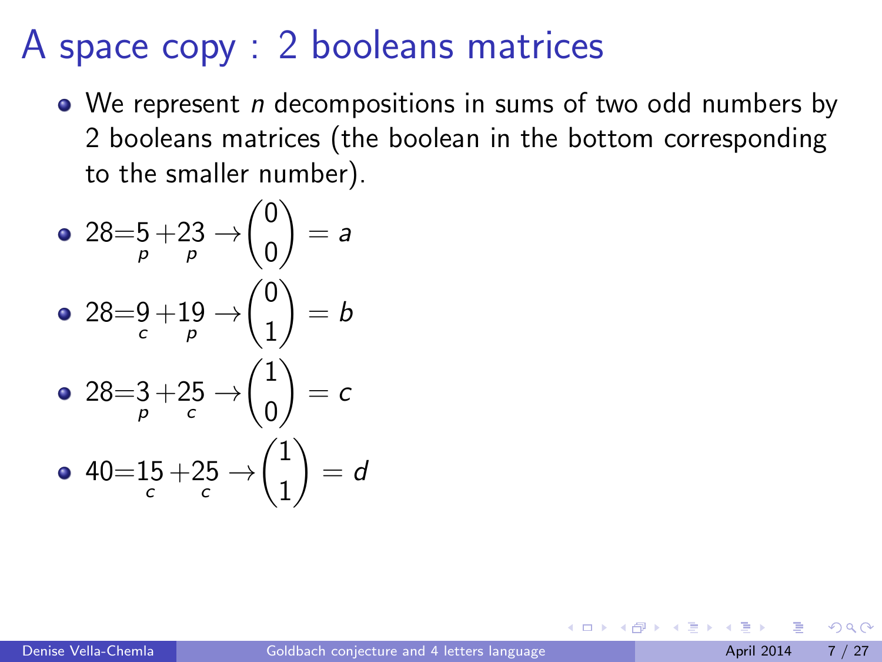# A space copy : 2 booleans matrices

- We represent $n$ decompositions in sums of two odd numbers by 2 booleans matrices (the boolean in the bottom corresponding to the smaller number).
- $28 = \underset{p}{5} + \underset{p}{23} \rightarrow \begin{pmatrix} 0 \\ 0 \end{pmatrix} = a$
- $28 = \underset{c}{9} + \underset{p}{19} \rightarrow \begin{pmatrix} 0 \\ 1 \end{pmatrix} = b$
- $28 = \underset{p}{3} + \underset{c}{25} \rightarrow \begin{pmatrix} 1 \\ 0 \end{pmatrix} = c$
- $40 = \underset{c}{15} + \underset{c}{25} \rightarrow \begin{pmatrix} 1 \\ 1 \end{pmatrix} = d$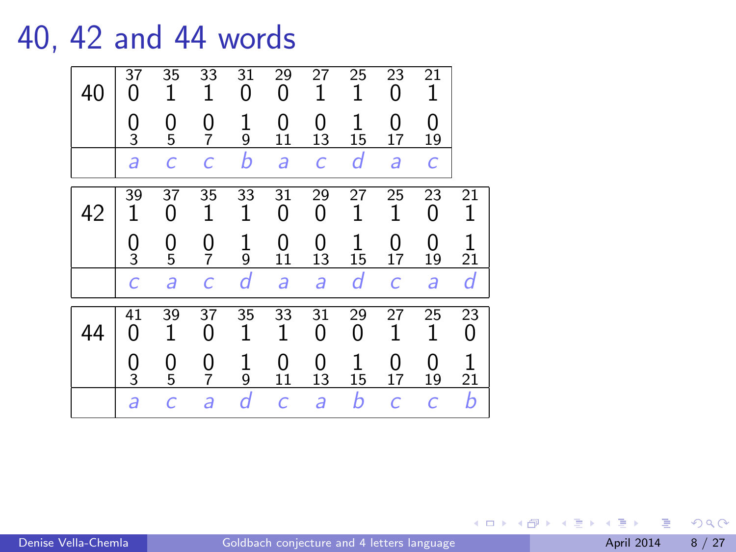# 40, 42 and 44 words

| 40 | 37 | 35 | 33 | 31 | 29 | 27 | 25 | 23 | 21 |
|---|---|---|---|---|---|---|---|---|---|
| | 0 | 1 | 1 | 0 | 0 | 1 | 1 | 0 | 1 |
| | 0 | 0 | 0 | 1 | 0 | 0 | 1 | 0 | 0 |
| | 3 | 5 | 7 | 9 | 11 | 13 | 15 | 17 | 19 |
| | *a* | *c* | *c* | *b* | *a* | *c* | *d* | *a* | *c* |

| 42 | 39 | 37 | 35 | 33 | 31 | 29 | 27 | 25 | 23 | 21 |
|---|---|---|---|---|---|---|---|---|---|---|
| | 1 | 0 | 1 | 1 | 0 | 0 | 1 | 1 | 0 | 1 |
| | 0 | 0 | 0 | 1 | 0 | 0 | 1 | 0 | 0 | 1 |
| | 3 | 5 | 7 | 9 | 11 | 13 | 15 | 17 | 19 | 21 |
| | *c* | *a* | *c* | *d* | *a* | *a* | *d* | *c* | *a* | *d* |

| 44 | 41 | 39 | 37 | 35 | 33 | 31 | 29 | 27 | 25 | 23 |
|---|---|---|---|---|---|---|---|---|---|---|
| | 0 | 1 | 0 | 1 | 1 | 0 | 0 | 1 | 1 | 0 |
| | 0 | 0 | 0 | 1 | 0 | 0 | 1 | 0 | 0 | 1 |
| | 3 | 5 | 7 | 9 | 11 | 13 | 15 | 17 | 19 | 21 |
| | *a* | *c* | *a* | *d* | *c* | *a* | *b* | *c* | *c* | *b* |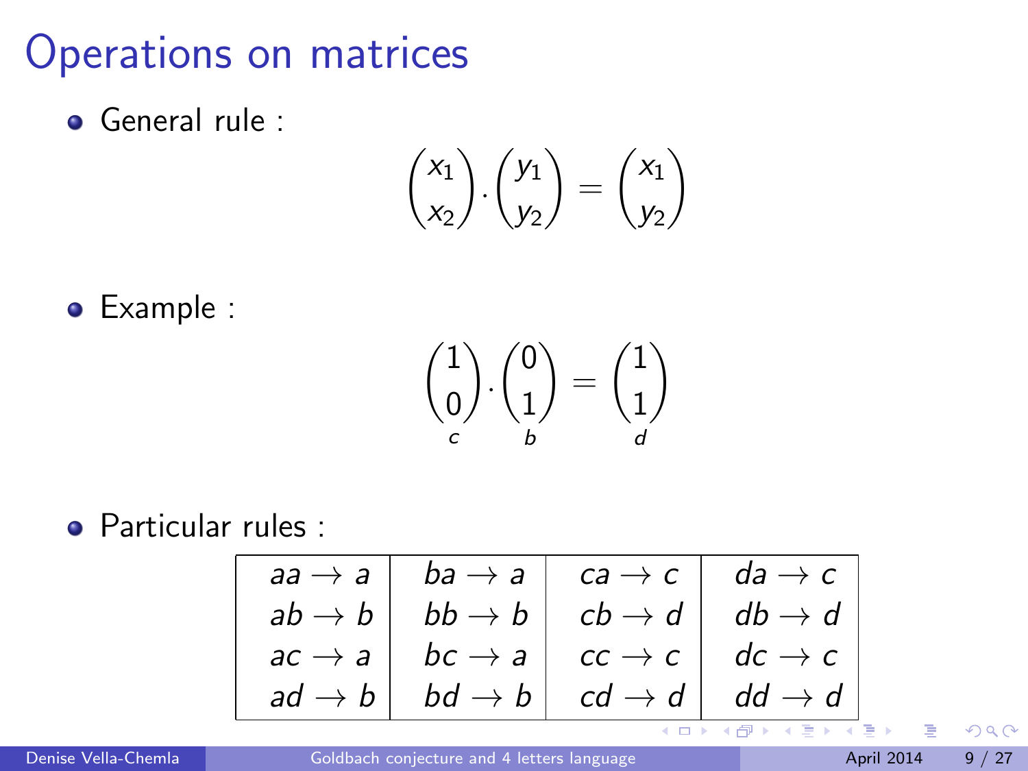# Operations on matrices

- General rule :

$$\begin{pmatrix} x_1 \\ x_2 \end{pmatrix} . \begin{pmatrix} y_1 \\ y_2 \end{pmatrix} = \begin{pmatrix} x_1 \\ y_2 \end{pmatrix}$$

- Example :

$$\underbrace{\begin{pmatrix} 1 \\ 0 \end{pmatrix}}_{c} . \underbrace{\begin{pmatrix} 0 \\ 1 \end{pmatrix}}_{b} = \underbrace{\begin{pmatrix} 1 \\ 1 \end{pmatrix}}_{d}$$

- Particular rules :

| | | | |
|---|---|---|---|
| $aa \rightarrow a$ | $ba \rightarrow a$ | $ca \rightarrow c$ | $da \rightarrow c$ |
| $ab \rightarrow b$ | $bb \rightarrow b$ | $cb \rightarrow d$ | $db \rightarrow d$ |
| $ac \rightarrow a$ | $bc \rightarrow a$ | $cc \rightarrow c$ | $dc \rightarrow c$ |
| $ad \rightarrow b$ | $bd \rightarrow b$ | $cd \rightarrow d$ | $dd \rightarrow d$ |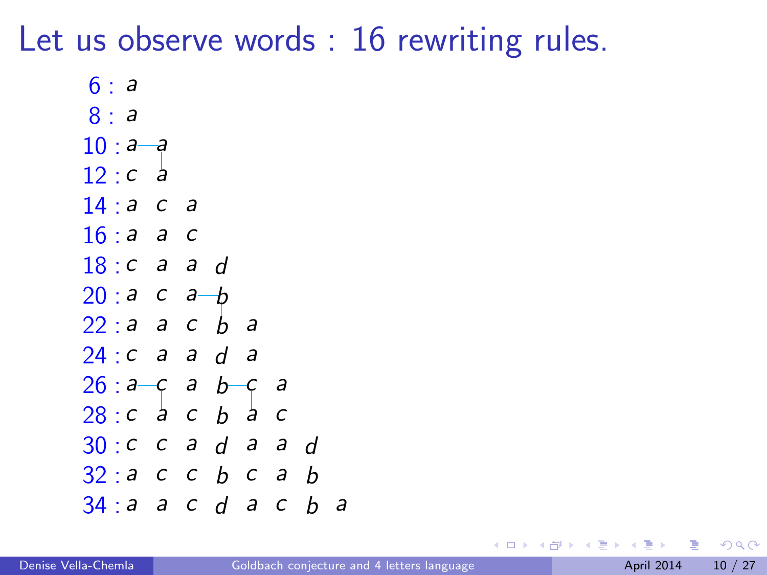# Let us observe words : 16 rewriting rules.

```
 6 : a
 8 : a
10 : a—a
        |
12 : c  a
14 : a  c  a
16 : a  a  c
18 : c  a  a  d
20 : a  c  a—b
22 : a  a  c  b  a
24 : c  a  a  d  a
26 : a—c  a  b—c  a
       |        |
28 : c  a  c  b  a  c
30 : c  c  a  d  a  a  d
32 : a  c  c  b  c  a  b
34 : a  a  c  d  a  c  b  a
```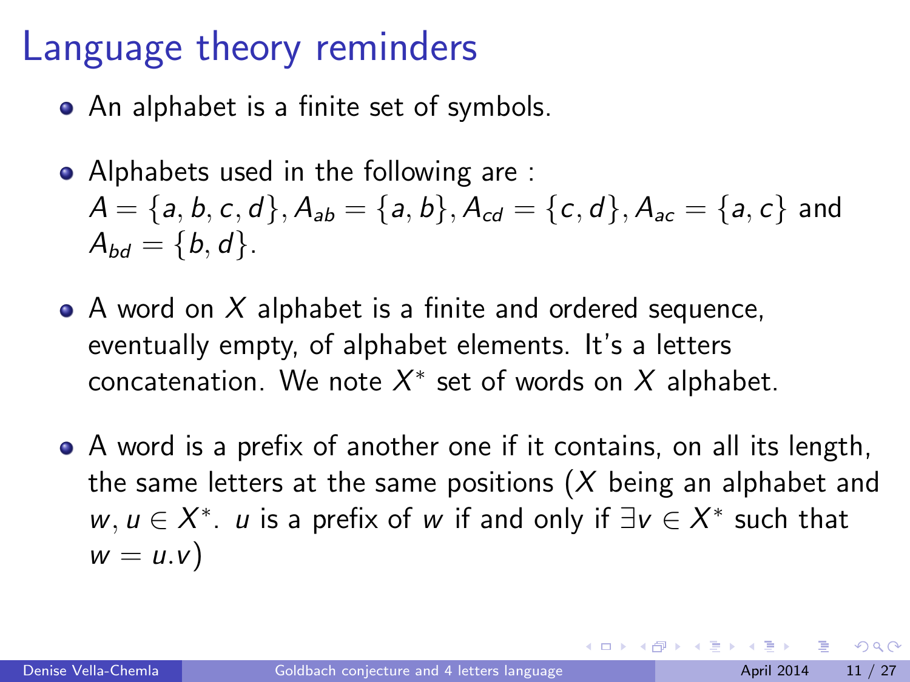# Language theory reminders

- An alphabet is a finite set of symbols.

- Alphabets used in the following are : $A = \{a, b, c, d\}, A_{ab} = \{a, b\}, A_{cd} = \{c, d\}, A_{ac} = \{a, c\}$ and $A_{bd} = \{b, d\}$.

- A word on $X$ alphabet is a finite and ordered sequence, eventually empty, of alphabet elements. It's a letters concatenation. We note $X^*$ set of words on $X$ alphabet.

- A word is a prefix of another one if it contains, on all its length, the same letters at the same positions ($X$ being an alphabet and $w, u \in X^*$. $u$ is a prefix of $w$ if and only if $\exists v \in X^*$ such that $w = u.v$)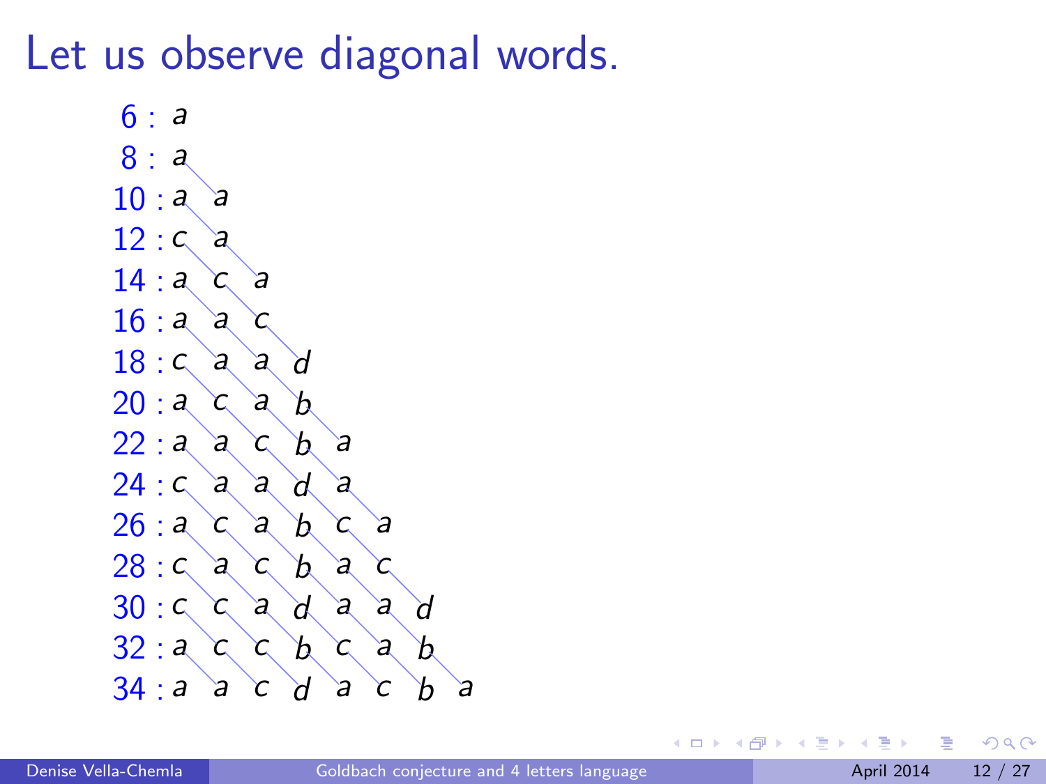# Let us observe diagonal words.

```
 6 : a
 8 : a
10 : a a
12 : c a
14 : a c a
16 : a a c
18 : c a a d
20 : a c a b
22 : a a c b a
24 : c a a d a
26 : a c a b c a
28 : c a c b a c
30 : c c a d a a d
32 : a c c b c a b
34 : a a c d a c b a
```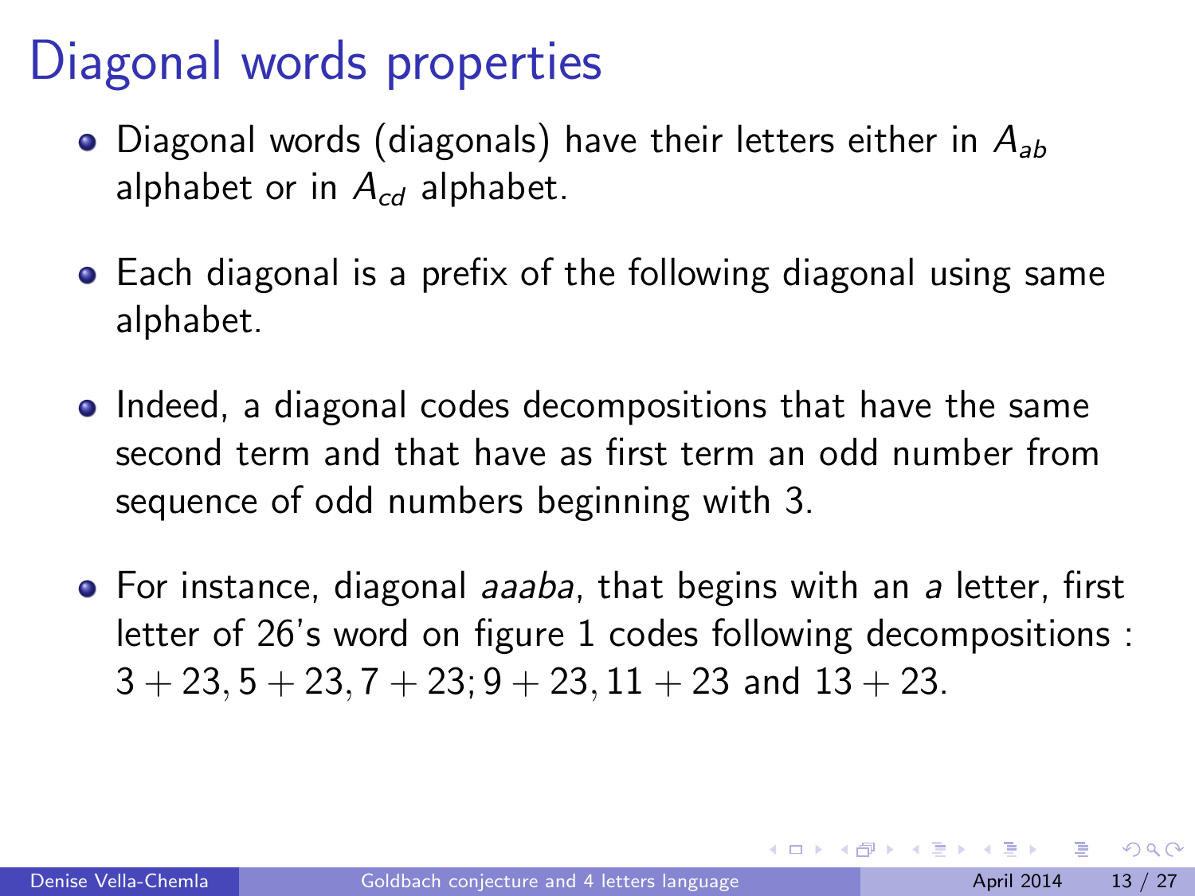# Diagonal words properties

- Diagonal words (diagonals) have their letters either in $A_{ab}$ alphabet or in $A_{cd}$ alphabet.
- Each diagonal is a prefix of the following diagonal using same alphabet.
- Indeed, a diagonal codes decompositions that have the same second term and that have as first term an odd number from sequence of odd numbers beginning with 3.
- For instance, diagonal *aaaba*, that begins with an *a* letter, first letter of 26's word on figure 1 codes following decompositions : $3 + 23, 5 + 23, 7 + 23; 9 + 23, 11 + 23$ and $13 + 23$.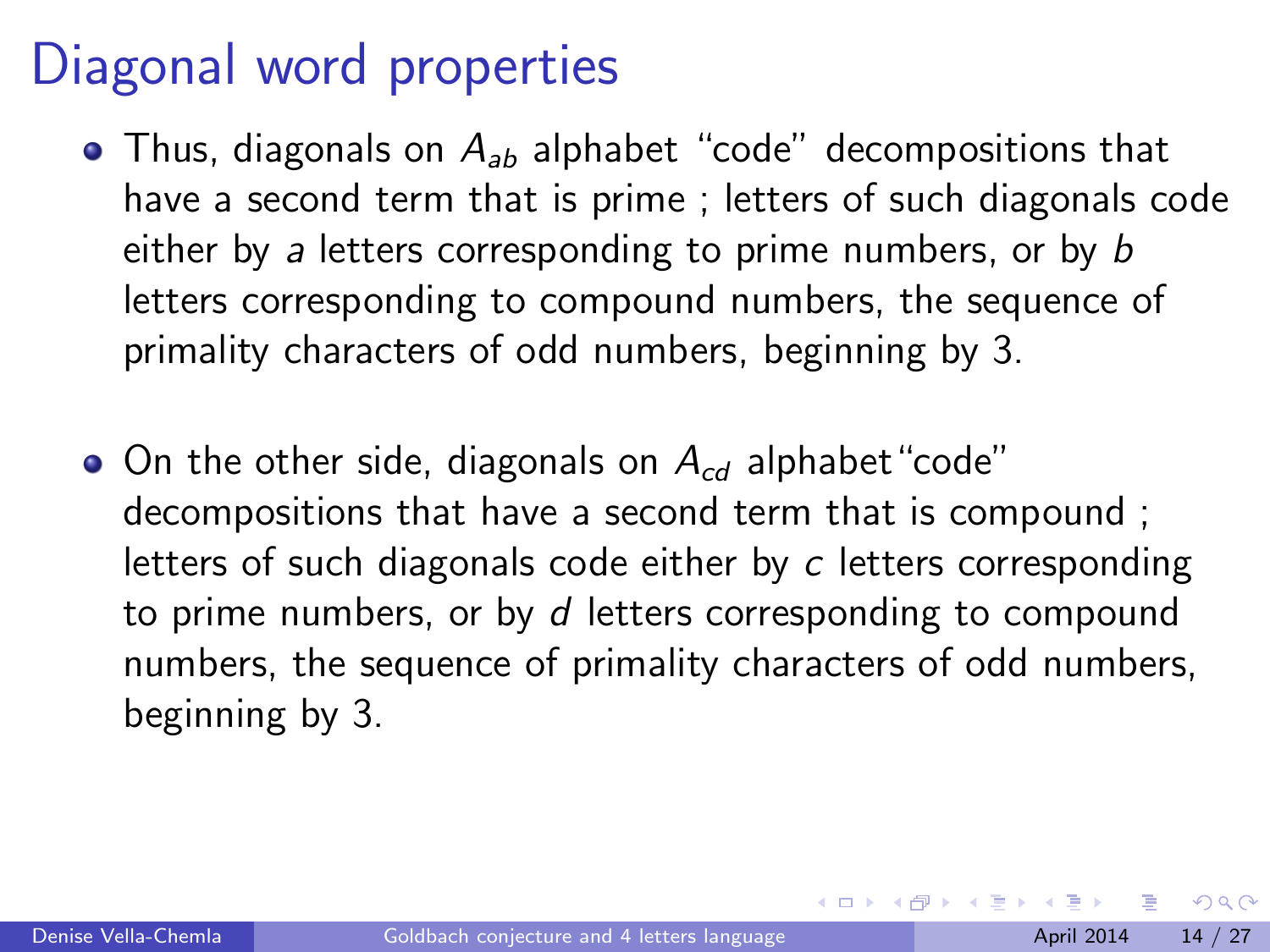# Diagonal word properties

- Thus, diagonals on $A_{ab}$ alphabet "code" decompositions that have a second term that is prime ; letters of such diagonals code either by *a* letters corresponding to prime numbers, or by *b* letters corresponding to compound numbers, the sequence of primality characters of odd numbers, beginning by 3.

- On the other side, diagonals on $A_{cd}$ alphabet"code" decompositions that have a second term that is compound ; letters of such diagonals code either by *c* letters corresponding to prime numbers, or by *d* letters corresponding to compound numbers, the sequence of primality characters of odd numbers, beginning by 3.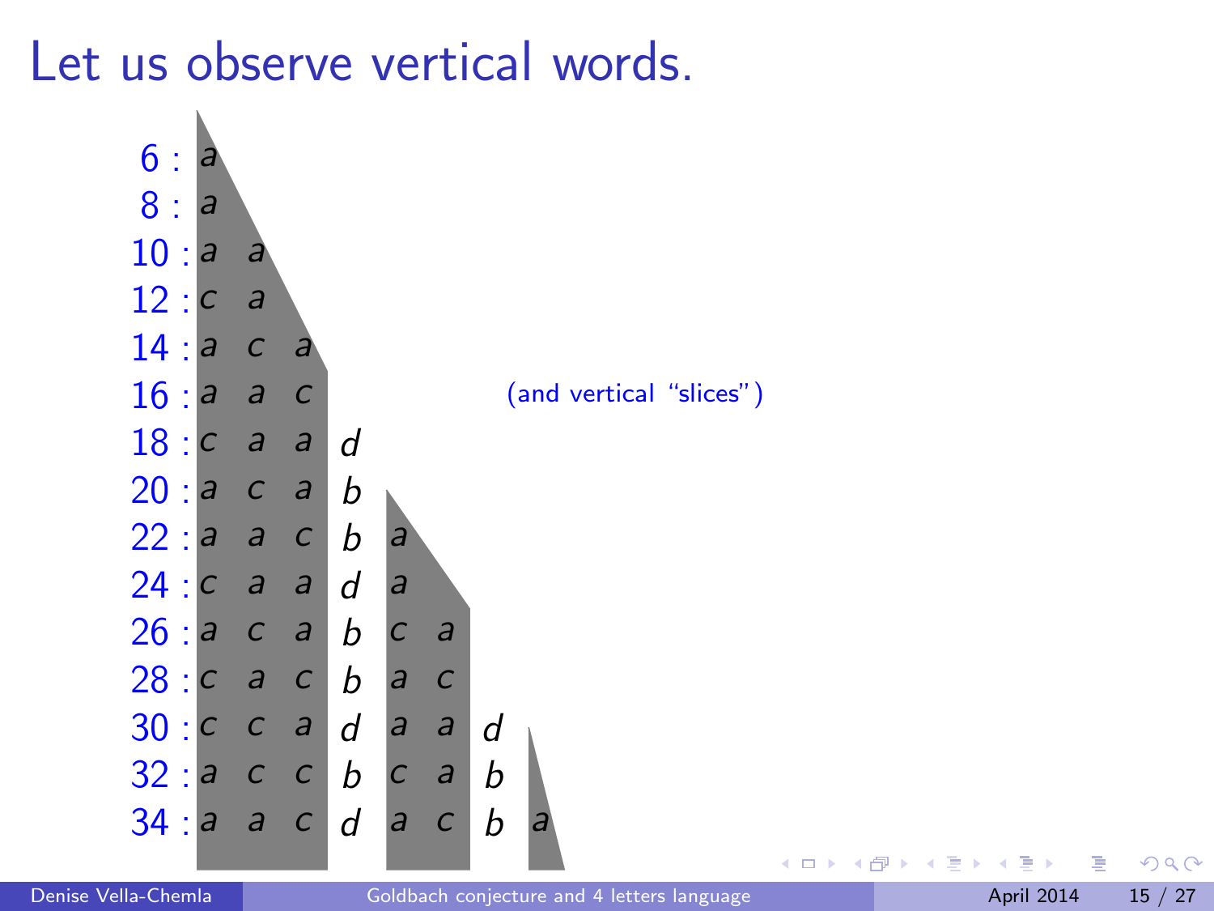# Let us observe vertical words.

(and vertical "slices")

| n | | | | | | | | |
|---|---|---|---|---|---|---|---|---|
| 6 : | a | | | | | | | |
| 8 : | a | | | | | | | |
| 10 : | a | a | | | | | | |
| 12 : | c | a | | | | | | |
| 14 : | a | c | a | | | | | |
| 16 : | a | a | c | | | | | |
| 18 : | c | a | a | d | | | | |
| 20 : | a | c | a | b | | | | |
| 22 : | a | a | c | b | a | | | |
| 24 : | c | a | a | d | a | | | |
| 26 : | a | c | a | b | c | a | | |
| 28 : | c | a | c | b | a | c | | |
| 30 : | c | c | a | d | a | a | d | |
| 32 : | a | c | c | b | c | a | b | |
| 34 : | a | a | c | d | a | c | b | a |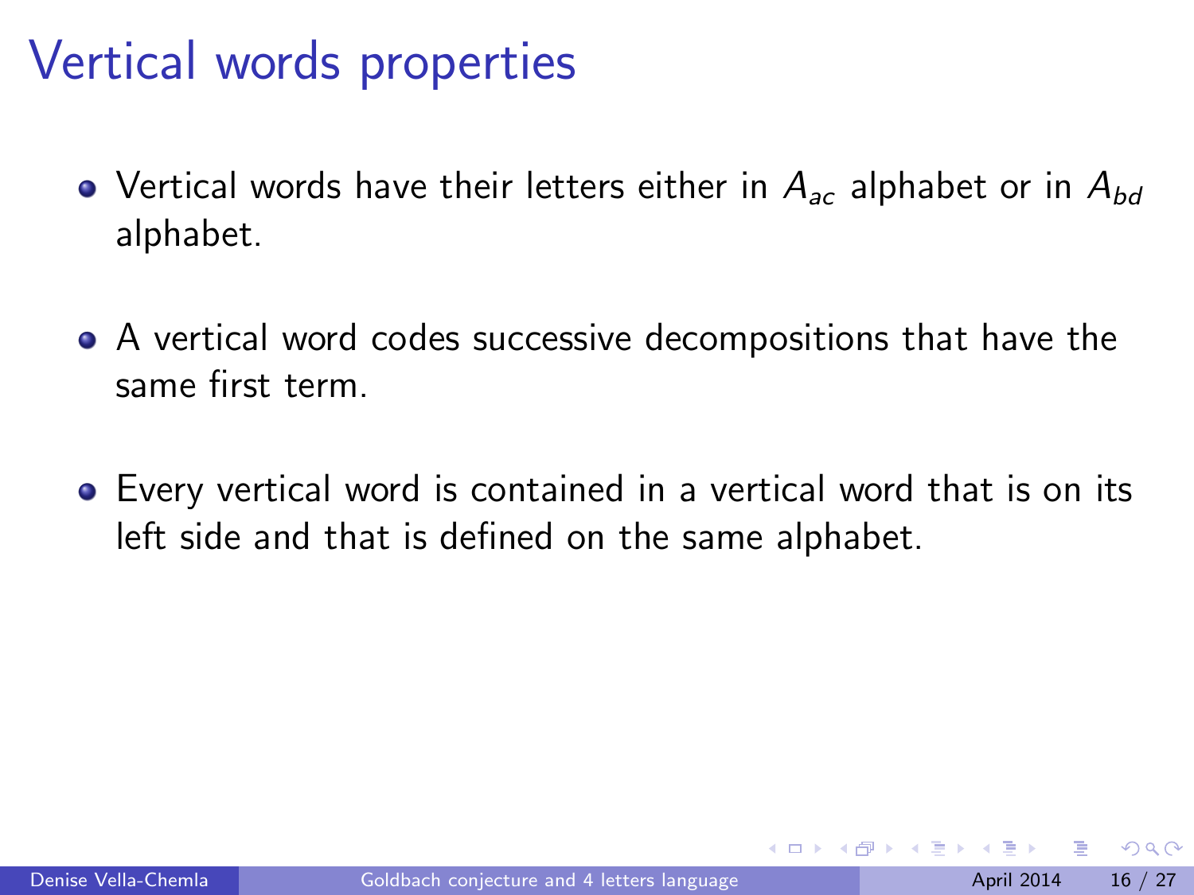# Vertical words properties

- Vertical words have their letters either in $A_{ac}$ alphabet or in $A_{bd}$ alphabet.

- A vertical word codes successive decompositions that have the same first term.

- Every vertical word is contained in a vertical word that is on its left side and that is defined on the same alphabet.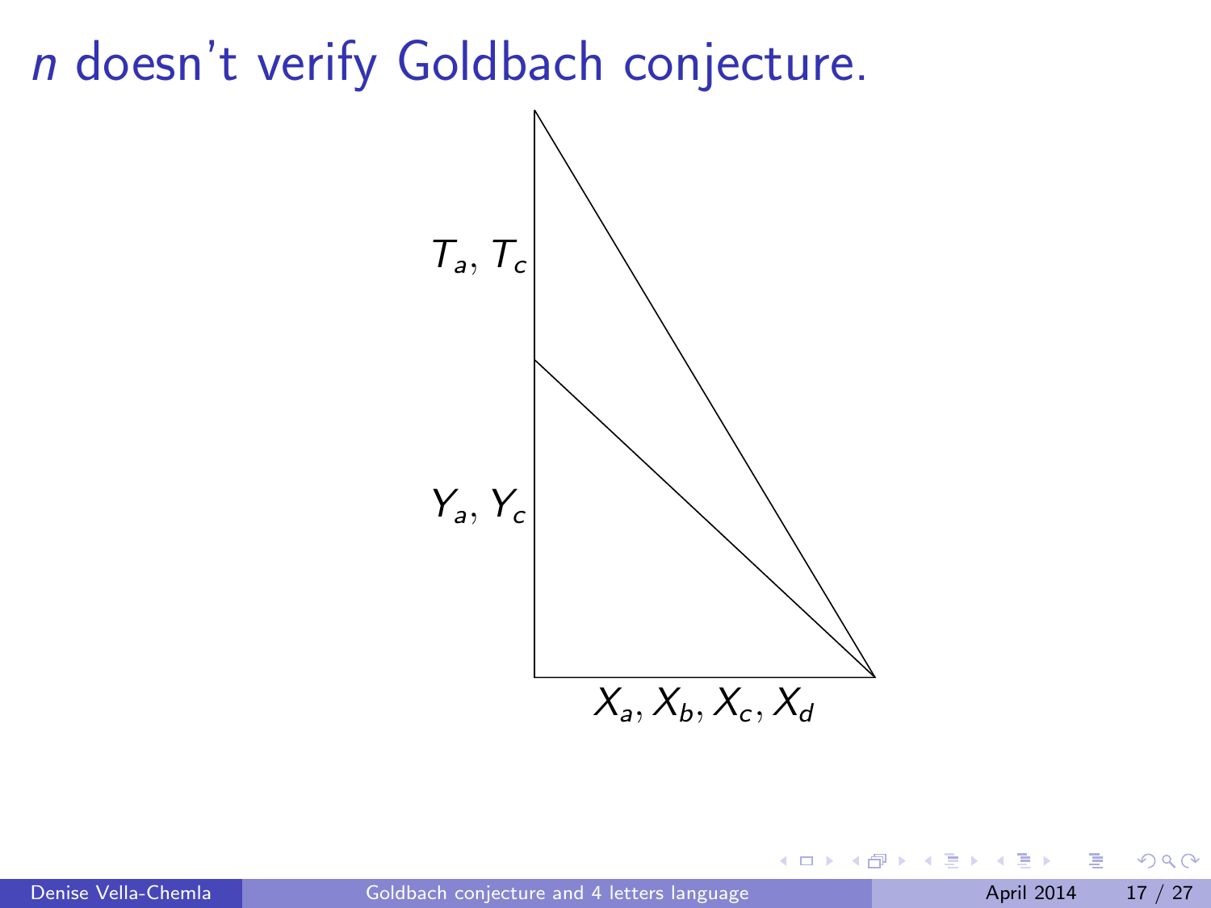# $n$ doesn't verify Goldbach conjecture.

$T_a, T_c$

$Y_a, Y_c$

$X_a, X_b, X_c, X_d$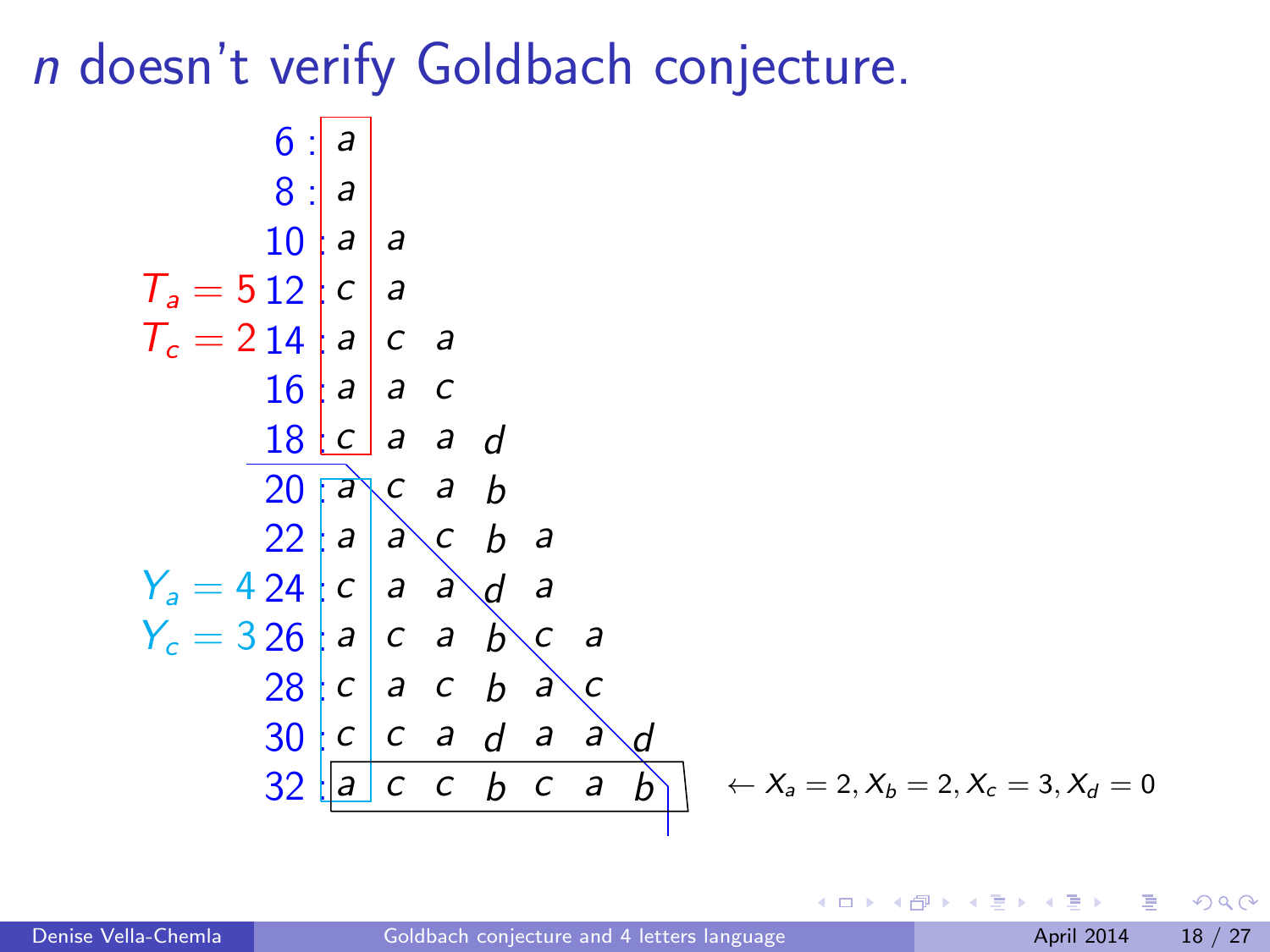# $n$ doesn't verify Goldbach conjecture.

| | n | | | | | | | |
|---|---|---|---|---|---|---|---|---|
| | 6 : | $a$ | | | | | | |
| | 8 : | $a$ | | | | | | |
| | 10 : | $a$ | $a$ | | | | | |
| $T_a = 5$ | 12 : | $c$ | $a$ | | | | | |
| $T_c = 2$ | 14 : | $a$ | $c$ | $a$ | | | | |
| | 16 : | $a$ | $a$ | $c$ | | | | |
| | 18 : | $c$ | $a$ | $a$ | $d$ | | | |
| | 20 : | $a$ | $c$ | $a$ | $b$ | | | |
| | 22 : | $a$ | $a$ | $c$ | $b$ | $a$ | | |
| $Y_a = 4$ | 24 : | $c$ | $a$ | $a$ | $d$ | $a$ | | |
| $Y_c = 3$ | 26 : | $a$ | $c$ | $a$ | $b$ | $c$ | $a$ | |
| | 28 : | $c$ | $a$ | $c$ | $b$ | $a$ | $c$ | |
| | 30 : | $c$ | $c$ | $a$ | $d$ | $a$ | $a$ | $d$ |
| | 32 : | $a$ | $c$ | $c$ | $b$ | $c$ | $a$ | $b$ |

$\leftarrow X_a = 2, X_b = 2, X_c = 3, X_d = 0$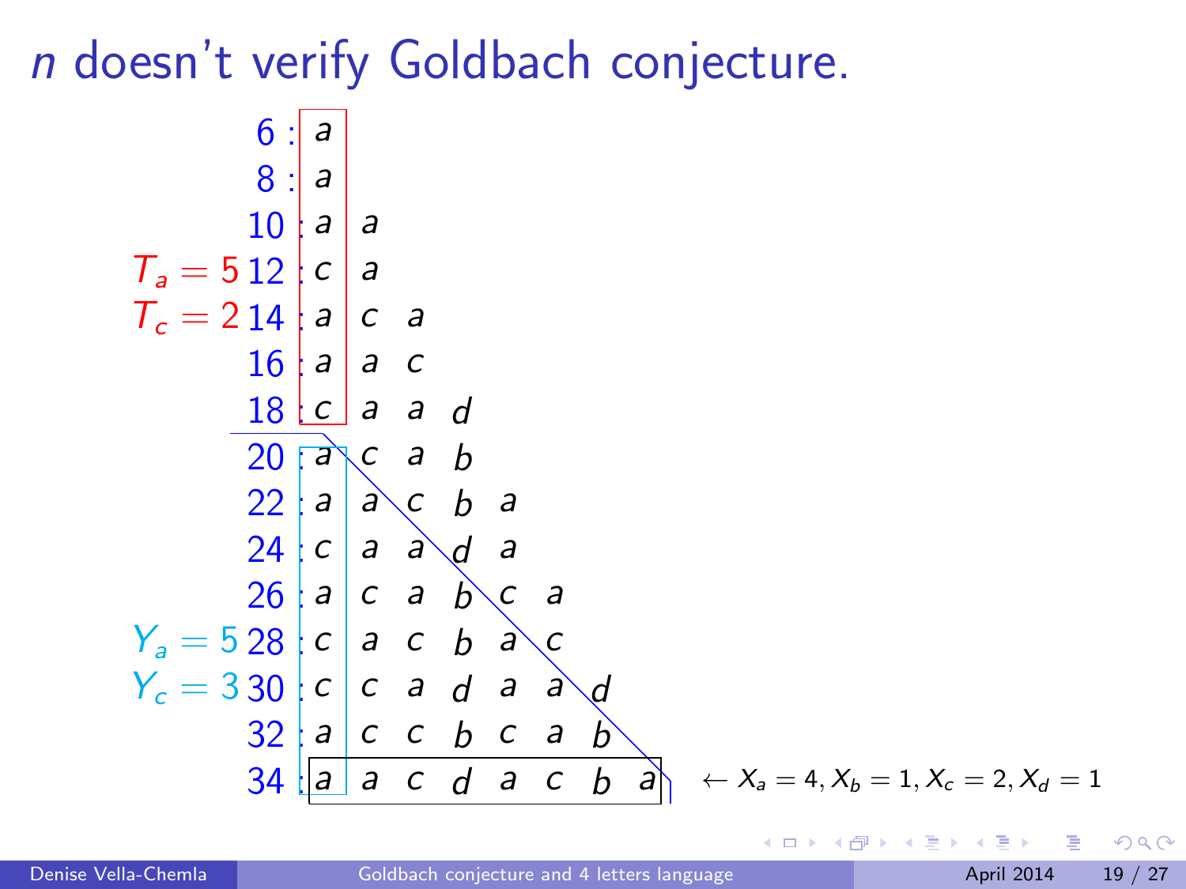# $n$ doesn't verify Goldbach conjecture.

| | $n$ | | | | | | | | |
|---|---|---|---|---|---|---|---|---|---|
| | 6 : | $a$ | | | | | | | |
| | 8 : | $a$ | | | | | | | |
| | 10 : | $a$ | $a$ | | | | | | |
| $T_a = 5$ | 12 : | $c$ | $a$ | | | | | | |
| $T_c = 2$ | 14 : | $a$ | $c$ | $a$ | | | | | |
| | 16 : | $a$ | $a$ | $c$ | | | | | |
| | 18 : | $c$ | $a$ | $a$ | $d$ | | | | |
| | 20 : | $a$ | $c$ | $a$ | $b$ | | | | |
| | 22 : | $a$ | $a$ | $c$ | $b$ | $a$ | | | |
| | 24 : | $c$ | $a$ | $a$ | $d$ | $a$ | | | |
| | 26 : | $a$ | $c$ | $a$ | $b$ | $c$ | $a$ | | |
| $Y_a = 5$ | 28 : | $c$ | $a$ | $c$ | $b$ | $a$ | $c$ | | |
| $Y_c = 3$ | 30 : | $c$ | $c$ | $a$ | $d$ | $a$ | $a$ | $d$ | |
| | 32 : | $a$ | $c$ | $c$ | $b$ | $c$ | $a$ | $b$ | |
| | 34 : | $a$ | $a$ | $c$ | $d$ | $a$ | $c$ | $b$ | $a$ |

$\leftarrow X_a = 4, X_b = 1, X_c = 2, X_d = 1$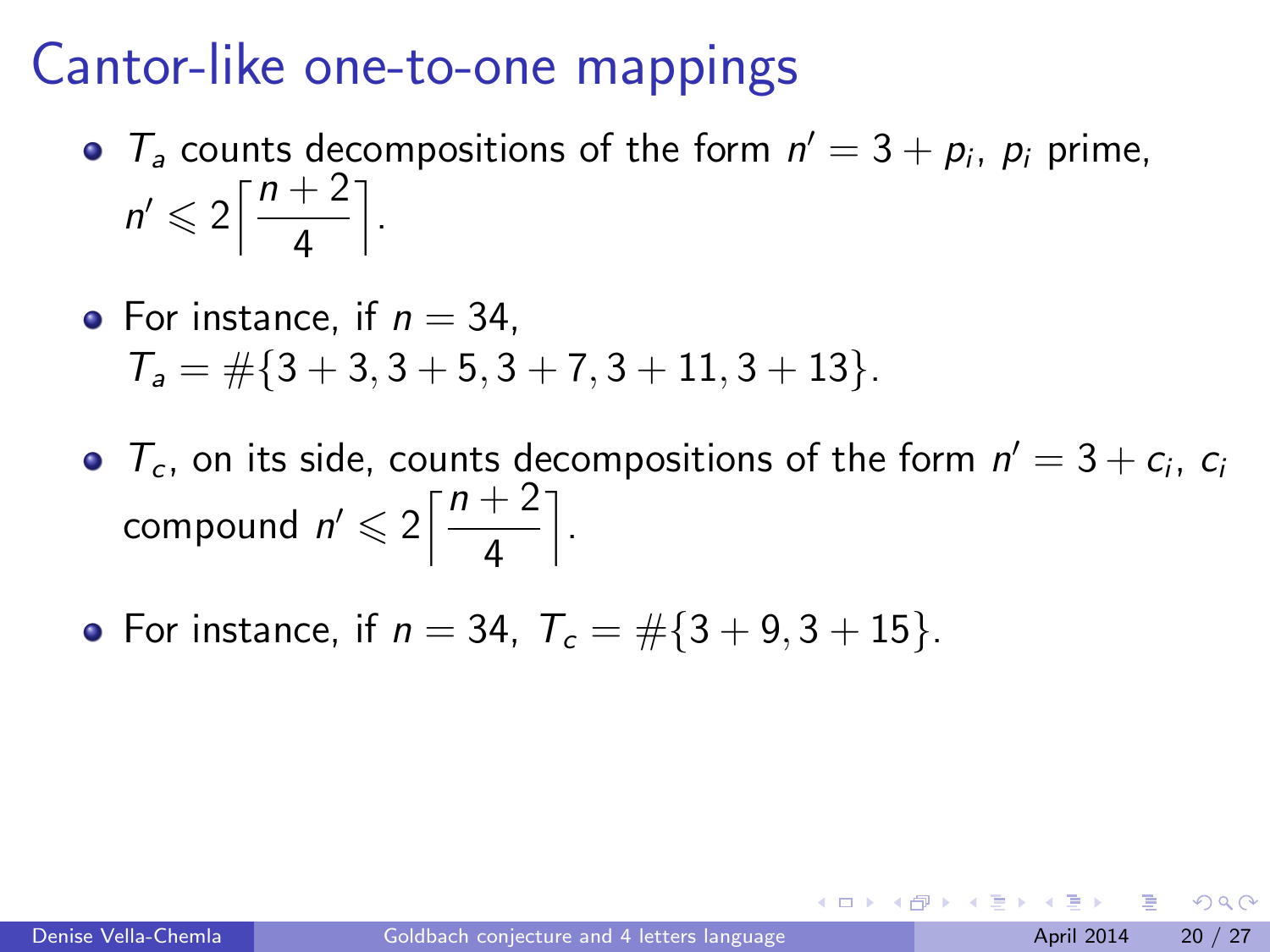# Cantor-like one-to-one mappings

- $T_a$ counts decompositions of the form $n' = 3 + p_i$, $p_i$ prime, $n' \leqslant 2\left\lceil \dfrac{n+2}{4} \right\rceil$.
- For instance, if $n = 34$, $T_a = \#\{3+3, 3+5, 3+7, 3+11, 3+13\}$.
- $T_c$, on its side, counts decompositions of the form $n' = 3 + c_i$, $c_i$ compound $n' \leqslant 2\left\lceil \dfrac{n+2}{4} \right\rceil$.
- For instance, if $n = 34$, $T_c = \#\{3+9, 3+15\}$.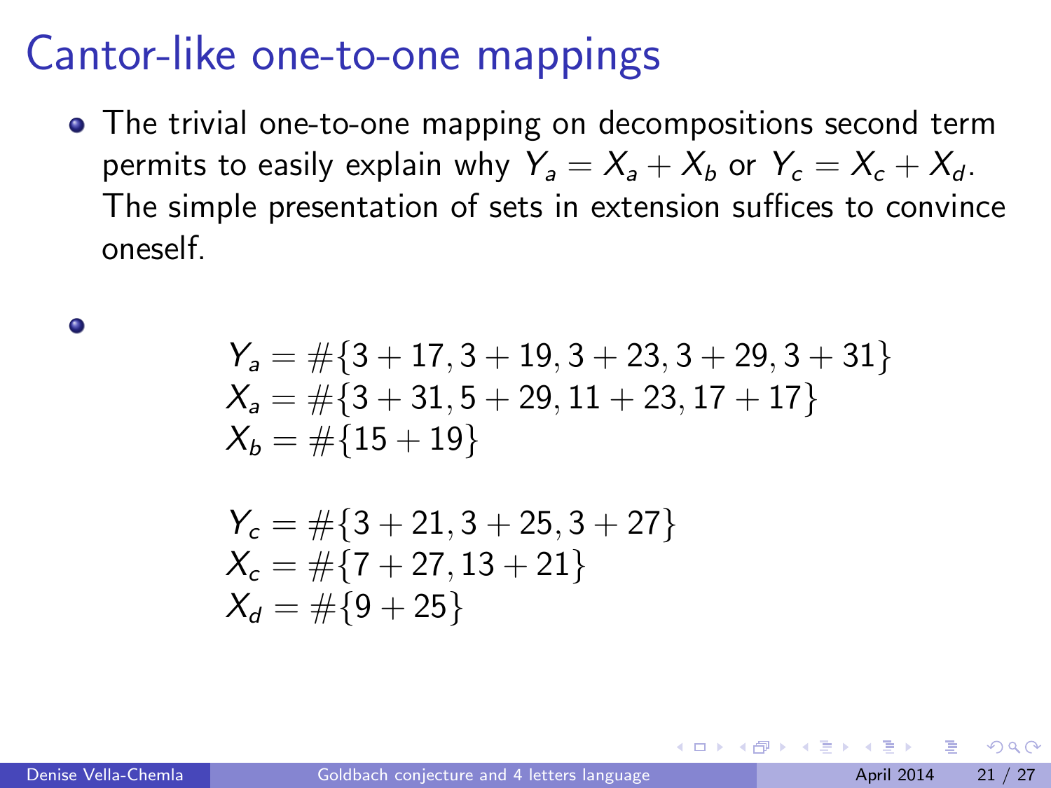# Cantor-like one-to-one mappings

- The trivial one-to-one mapping on decompositions second term permits to easily explain why $Y_a = X_a + X_b$ or $Y_c = X_c + X_d$. The simple presentation of sets in extension suffices to convince oneself.

-

$$
\begin{aligned}
Y_a &= \#\{3+17, 3+19, 3+23, 3+29, 3+31\} \\
X_a &= \#\{3+31, 5+29, 11+23, 17+17\} \\
X_b &= \#\{15+19\}
\end{aligned}
$$

$$
\begin{aligned}
Y_c &= \#\{3+21, 3+25, 3+27\} \\
X_c &= \#\{7+27, 13+21\} \\
X_d &= \#\{9+25\}
\end{aligned}
$$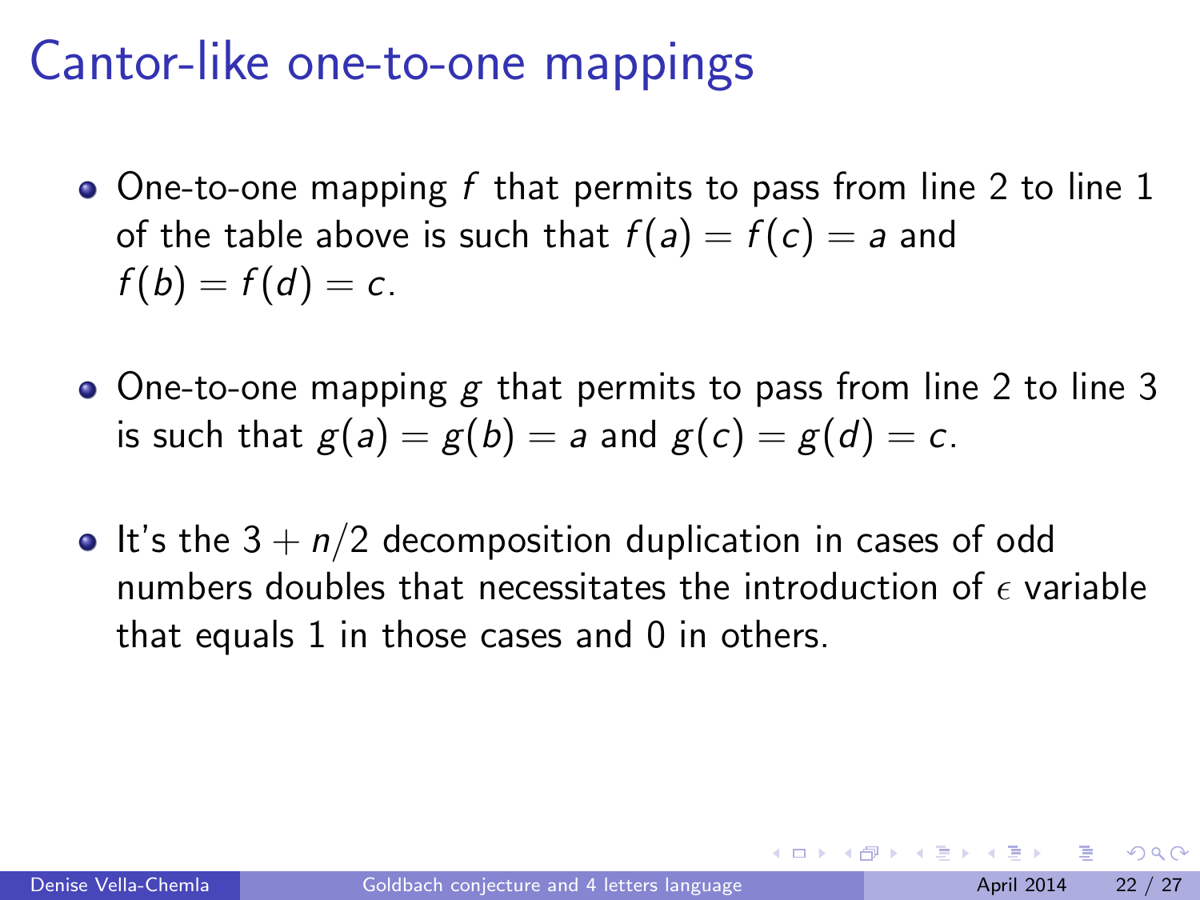# Cantor-like one-to-one mappings

- One-to-one mapping $f$ that permits to pass from line 2 to line 1 of the table above is such that $f(a) = f(c) = a$ and $f(b) = f(d) = c$.
- One-to-one mapping $g$ that permits to pass from line 2 to line 3 is such that $g(a) = g(b) = a$ and $g(c) = g(d) = c$.
- It's the $3 + n/2$ decomposition duplication in cases of odd numbers doubles that necessitates the introduction of $\epsilon$ variable that equals 1 in those cases and 0 in others.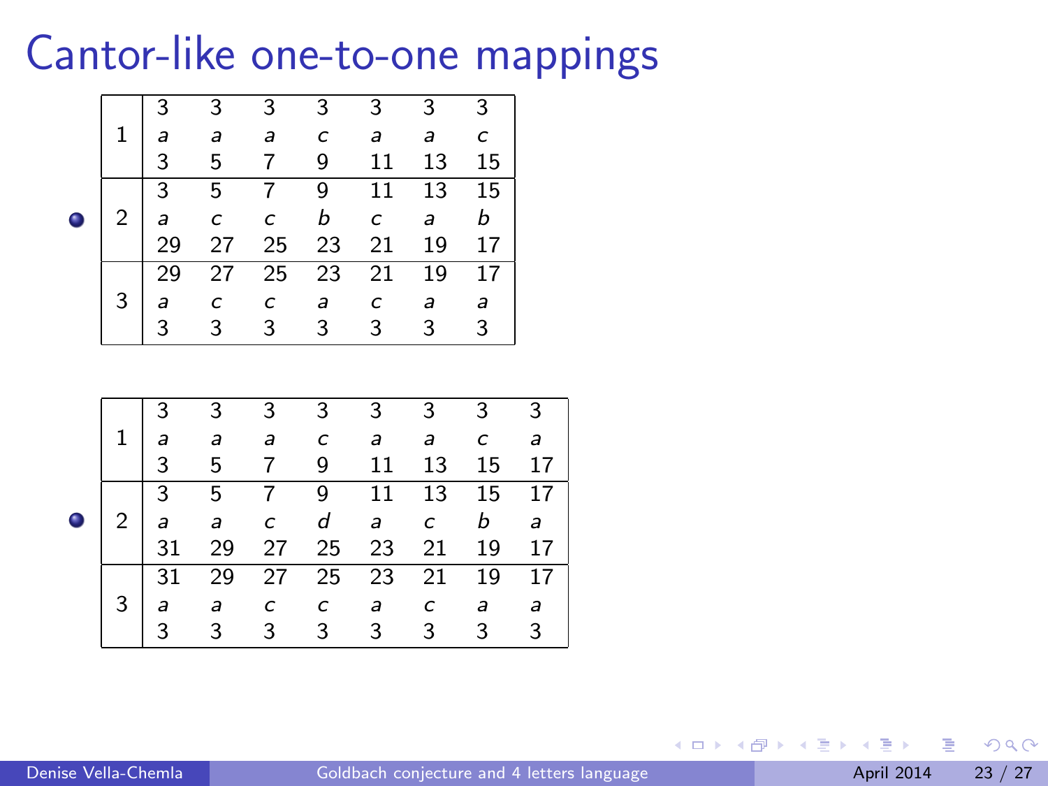# Cantor-like one-to-one mappings

- 

| | | | | | | | |
|---|---|---|---|---|---|---|---|
| 1 | 3 | 3 | 3 | 3 | 3 | 3 | 3 |
| | *a* | *a* | *a* | *c* | *a* | *a* | *c* |
| | 3 | 5 | 7 | 9 | 11 | 13 | 15 |
| 2 | 3 | 5 | 7 | 9 | 11 | 13 | 15 |
| | *a* | *c* | *c* | *b* | *c* | *a* | *b* |
| | 29 | 27 | 25 | 23 | 21 | 19 | 17 |
| 3 | 29 | 27 | 25 | 23 | 21 | 19 | 17 |
| | *a* | *c* | *c* | *a* | *c* | *a* | *a* |
| | 3 | 3 | 3 | 3 | 3 | 3 | 3 |

- 

| | | | | | | | | |
|---|---|---|---|---|---|---|---|---|
| 1 | 3 | 3 | 3 | 3 | 3 | 3 | 3 | 3 |
| | *a* | *a* | *a* | *c* | *a* | *a* | *c* | *a* |
| | 3 | 5 | 7 | 9 | 11 | 13 | 15 | 17 |
| 2 | 3 | 5 | 7 | 9 | 11 | 13 | 15 | 17 |
| | *a* | *a* | *c* | *d* | *a* | *c* | *b* | *a* |
| | 31 | 29 | 27 | 25 | 23 | 21 | 19 | 17 |
| 3 | 31 | 29 | 27 | 25 | 23 | 21 | 19 | 17 |
| | *a* | *a* | *c* | *c* | *a* | *c* | *a* | *a* |
| | 3 | 3 | 3 | 3 | 3 | 3 | 3 | 3 |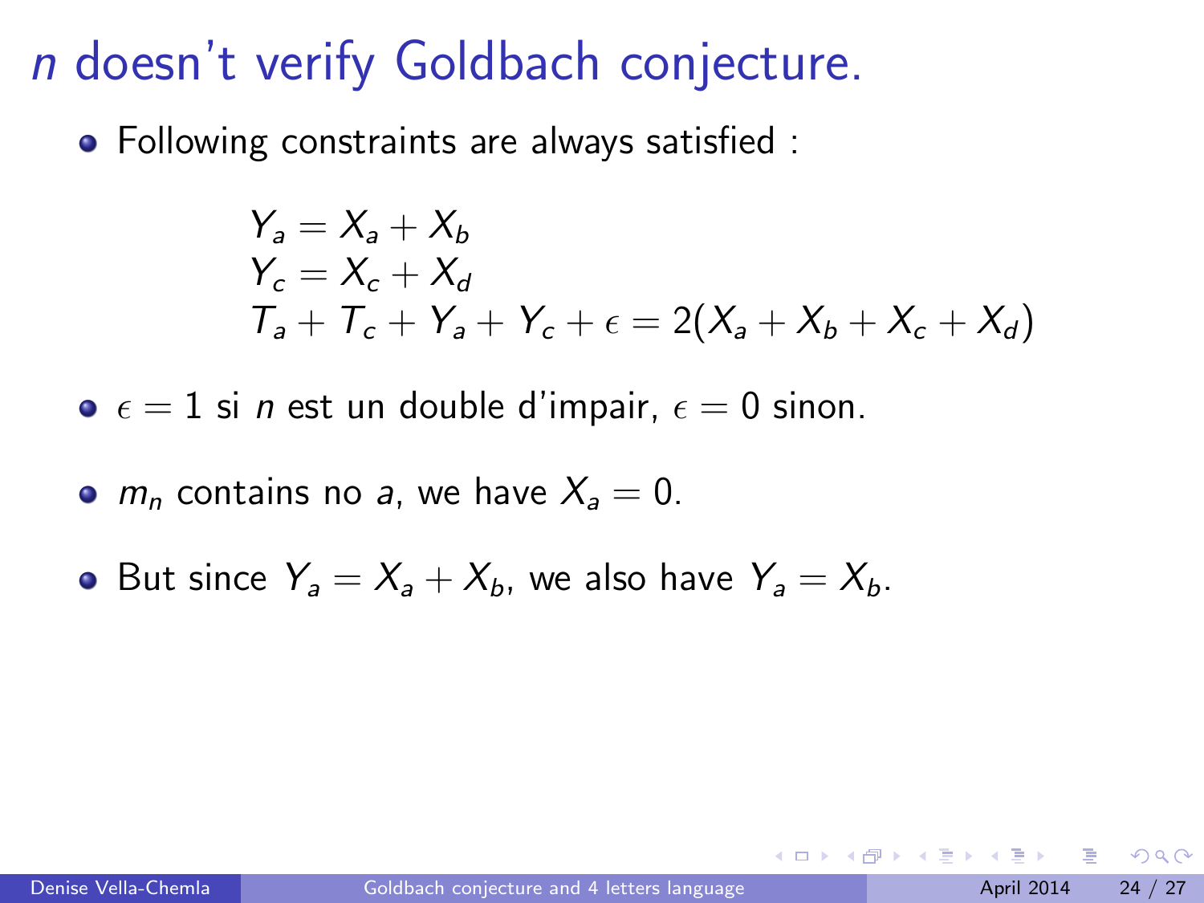# $n$ doesn't verify Goldbach conjecture.

- Following constraints are always satisfied :

$$
\begin{aligned}
&Y_a = X_a + X_b \\
&Y_c = X_c + X_d \\
&T_a + T_c + Y_a + Y_c + \epsilon = 2(X_a + X_b + X_c + X_d)
\end{aligned}
$$

- $\epsilon = 1$ si $n$ est un double d'impair, $\epsilon = 0$ sinon.

- $m_n$ contains no $a$, we have $X_a = 0$.

- But since $Y_a = X_a + X_b$, we also have $Y_a = X_b$.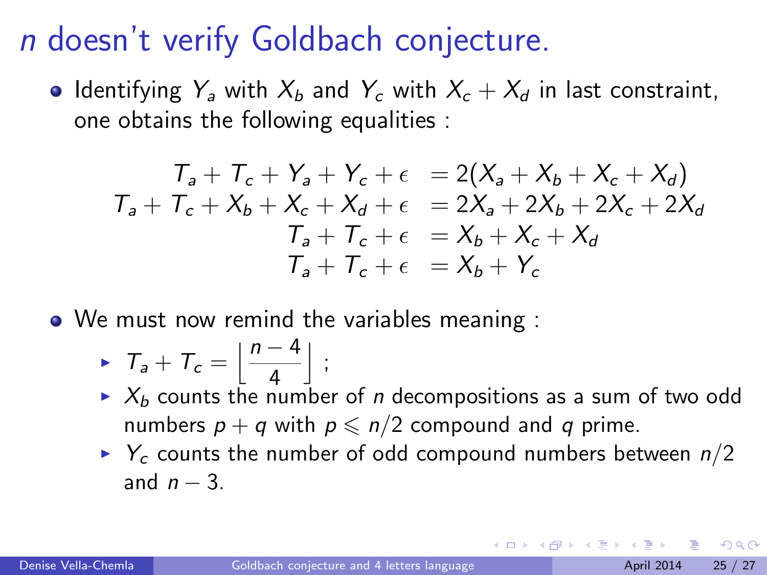# $n$ doesn't verify Goldbach conjecture.

- Identifying $Y_a$ with $X_b$ and $Y_c$ with $X_c + X_d$ in last constraint, one obtains the following equalities :

$$
\begin{aligned}
T_a + T_c + Y_a + Y_c + \epsilon &= 2(X_a + X_b + X_c + X_d) \\
T_a + T_c + X_b + X_c + X_d + \epsilon &= 2X_a + 2X_b + 2X_c + 2X_d \\
T_a + T_c + \epsilon &= X_b + X_c + X_d \\
T_a + T_c + \epsilon &= X_b + Y_c
\end{aligned}
$$

- We must now remind the variables meaning :
  - $T_a + T_c = \left\lfloor \dfrac{n-4}{4} \right\rfloor$ ;
  - $X_b$ counts the number of $n$ decompositions as a sum of two odd numbers $p + q$ with $p \leqslant n/2$ compound and $q$ prime.
  - $Y_c$ counts the number of odd compound numbers between $n/2$ and $n - 3$.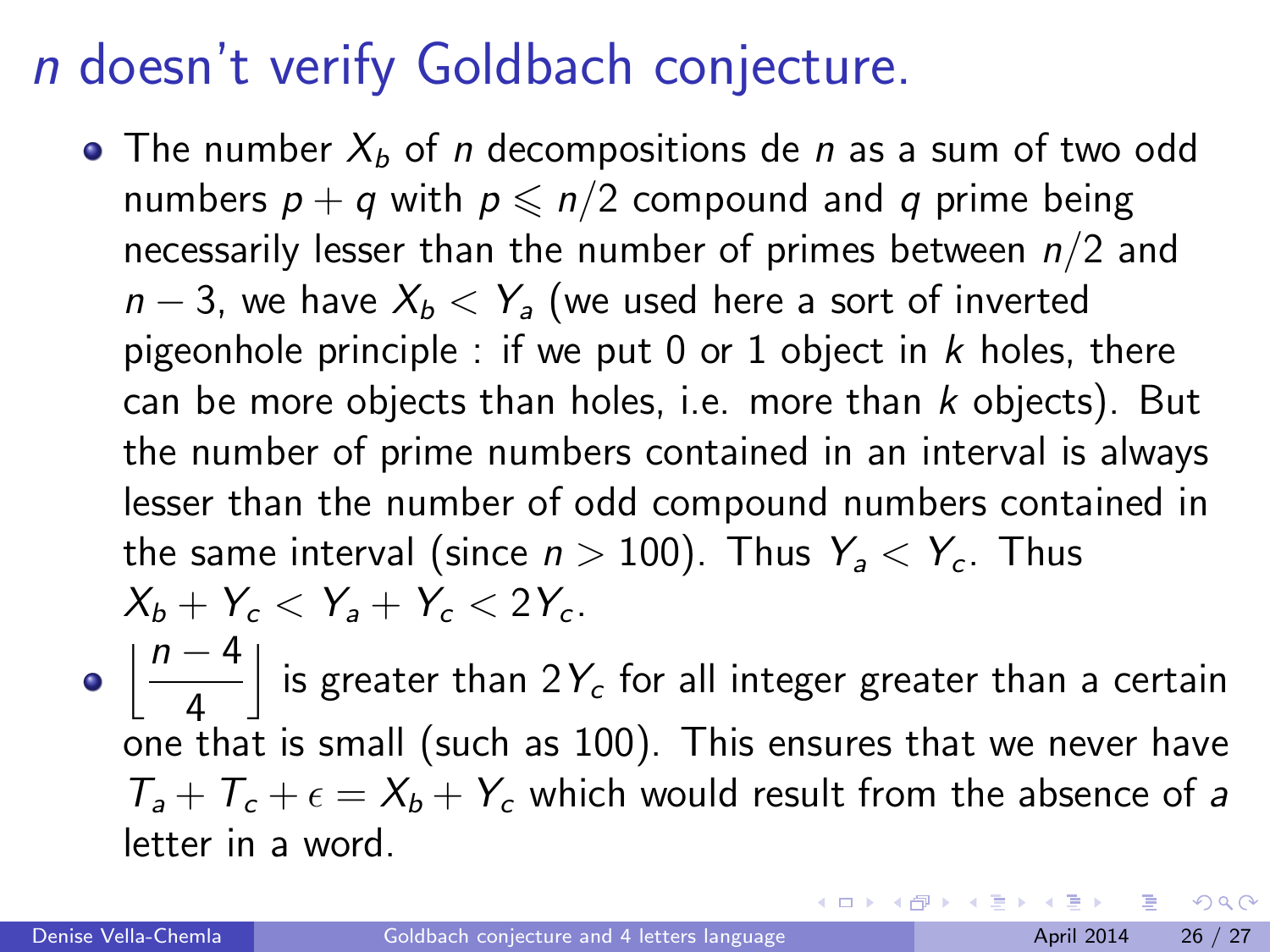# $n$ doesn't verify Goldbach conjecture.

- The number $X_b$ of $n$ decompositions de $n$ as a sum of two odd numbers $p+q$ with $p \leqslant n/2$ compound and $q$ prime being necessarily lesser than the number of primes between $n/2$ and $n-3$, we have $X_b < Y_a$ (we used here a sort of inverted pigeonhole principle : if we put 0 or 1 object in $k$ holes, there can be more objects than holes, i.e. more than $k$ objects). But the number of prime numbers contained in an interval is always lesser than the number of odd compound numbers contained in the same interval (since $n > 100$). Thus $Y_a < Y_c$. Thus $X_b + Y_c < Y_a + Y_c < 2Y_c$.
- $\left\lfloor \dfrac{n-4}{4} \right\rfloor$ is greater than $2Y_c$ for all integer greater than a certain one that is small (such as 100). This ensures that we never have $T_a + T_c + \epsilon = X_b + Y_c$ which would result from the absence of $a$ letter in a word.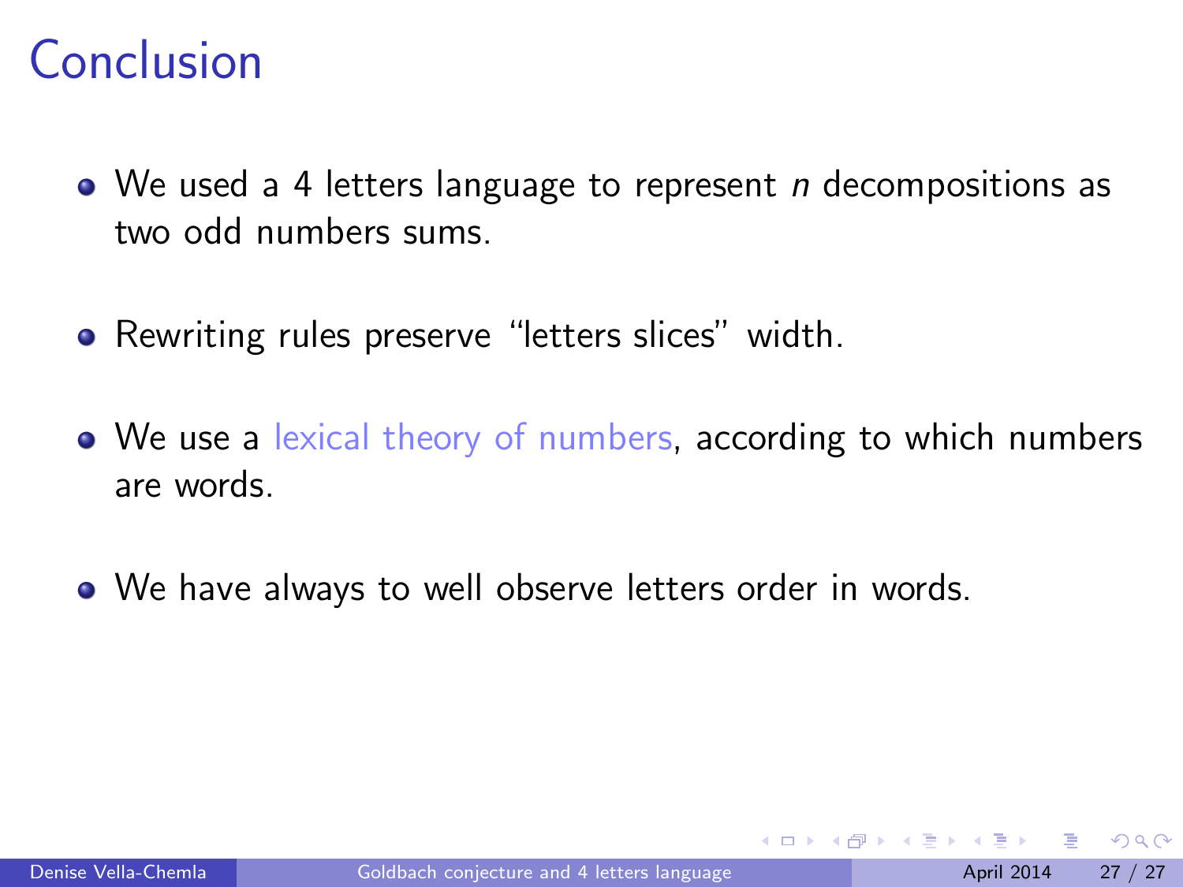# Conclusion

- We used a 4 letters language to represent $n$ decompositions as two odd numbers sums.
- Rewriting rules preserve "letters slices" width.
- We use a lexical theory of numbers, according to which numbers are words.
- We have always to well observe letters order in words.